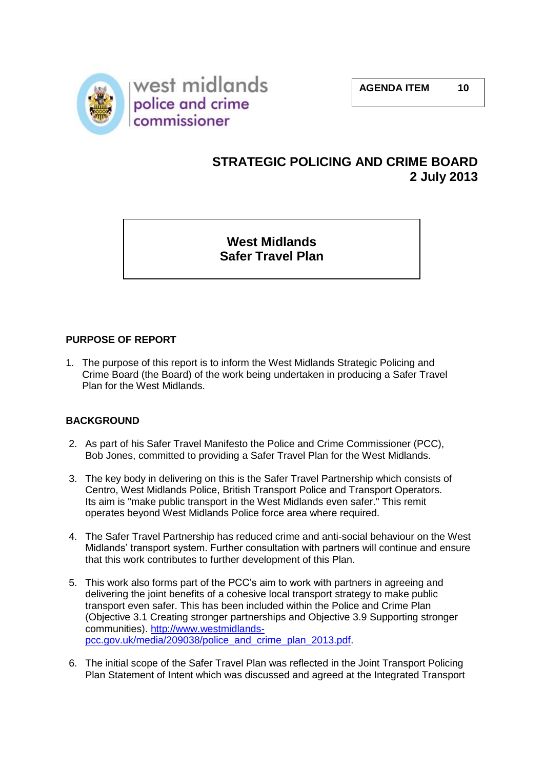west midlands
police and crime
commissioner

**AGENDA ITEM 10**

# STRATEGIC POLICING AND CRIME BOARD
# 2 July 2013

## West Midlands Safer Travel Plan

### PURPOSE OF REPORT

1. The purpose of this report is to inform the West Midlands Strategic Policing and Crime Board (the Board) of the work being undertaken in producing a Safer Travel Plan for the West Midlands.

### BACKGROUND

2. As part of his Safer Travel Manifesto the Police and Crime Commissioner (PCC), Bob Jones, committed to providing a Safer Travel Plan for the West Midlands.

3. The key body in delivering on this is the Safer Travel Partnership which consists of Centro, West Midlands Police, British Transport Police and Transport Operators. Its aim is "make public transport in the West Midlands even safer." This remit operates beyond West Midlands Police force area where required.

4. The Safer Travel Partnership has reduced crime and anti-social behaviour on the West Midlands' transport system. Further consultation with partners will continue and ensure that this work contributes to further development of this Plan.

5. This work also forms part of the PCC's aim to work with partners in agreeing and delivering the joint benefits of a cohesive local transport strategy to make public transport even safer. This has been included within the Police and Crime Plan (Objective 3.1 Creating stronger partnerships and Objective 3.9 Supporting stronger communities). http://www.westmidlands-pcc.gov.uk/media/209038/police_and_crime_plan_2013.pdf.

6. The initial scope of the Safer Travel Plan was reflected in the Joint Transport Policing Plan Statement of Intent which was discussed and agreed at the Integrated Transport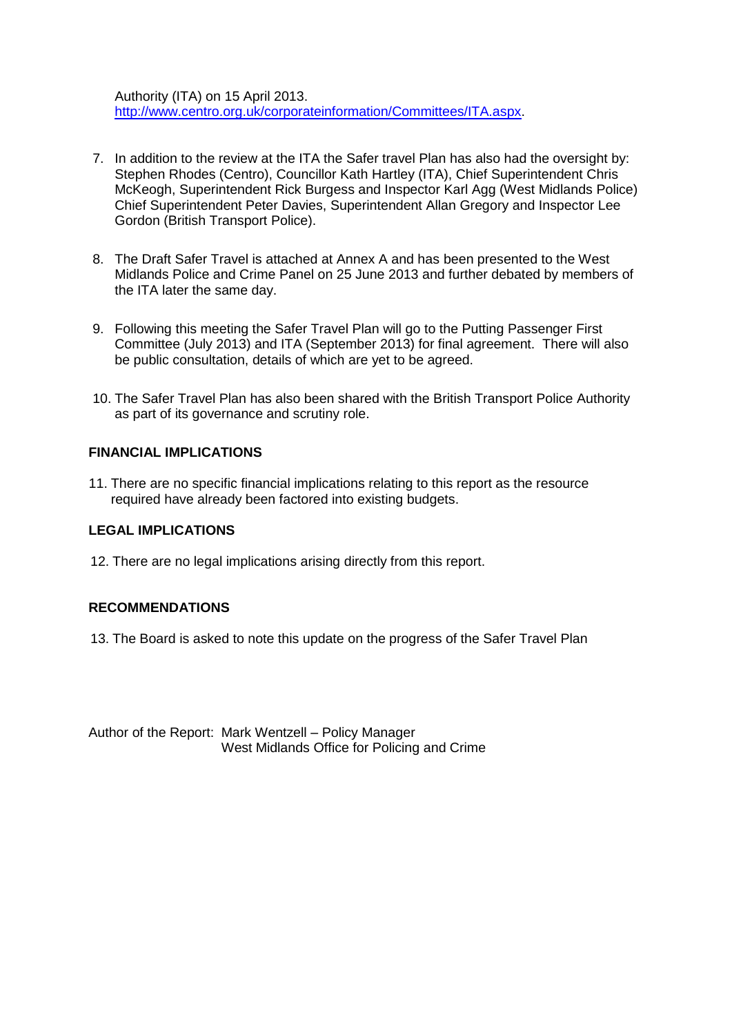Authority (ITA) on 15 April 2013.
[http://www.centro.org.uk/corporateinformation/Committees/ITA.aspx](http://www.centro.org.uk/corporateinformation/Committees/ITA.aspx).

7. In addition to the review at the ITA the Safer travel Plan has also had the oversight by: Stephen Rhodes (Centro), Councillor Kath Hartley (ITA), Chief Superintendent Chris McKeogh, Superintendent Rick Burgess and Inspector Karl Agg (West Midlands Police) Chief Superintendent Peter Davies, Superintendent Allan Gregory and Inspector Lee Gordon (British Transport Police).

8. The Draft Safer Travel is attached at Annex A and has been presented to the West Midlands Police and Crime Panel on 25 June 2013 and further debated by members of the ITA later the same day.

9. Following this meeting the Safer Travel Plan will go to the Putting Passenger First Committee (July 2013) and ITA (September 2013) for final agreement. There will also be public consultation, details of which are yet to be agreed.

10. The Safer Travel Plan has also been shared with the British Transport Police Authority as part of its governance and scrutiny role.

## FINANCIAL IMPLICATIONS

11. There are no specific financial implications relating to this report as the resource required have already been factored into existing budgets.

## LEGAL IMPLICATIONS

12. There are no legal implications arising directly from this report.

## RECOMMENDATIONS

13. The Board is asked to note this update on the progress of the Safer Travel Plan

Author of the Report: Mark Wentzell – Policy Manager
West Midlands Office for Policing and Crime